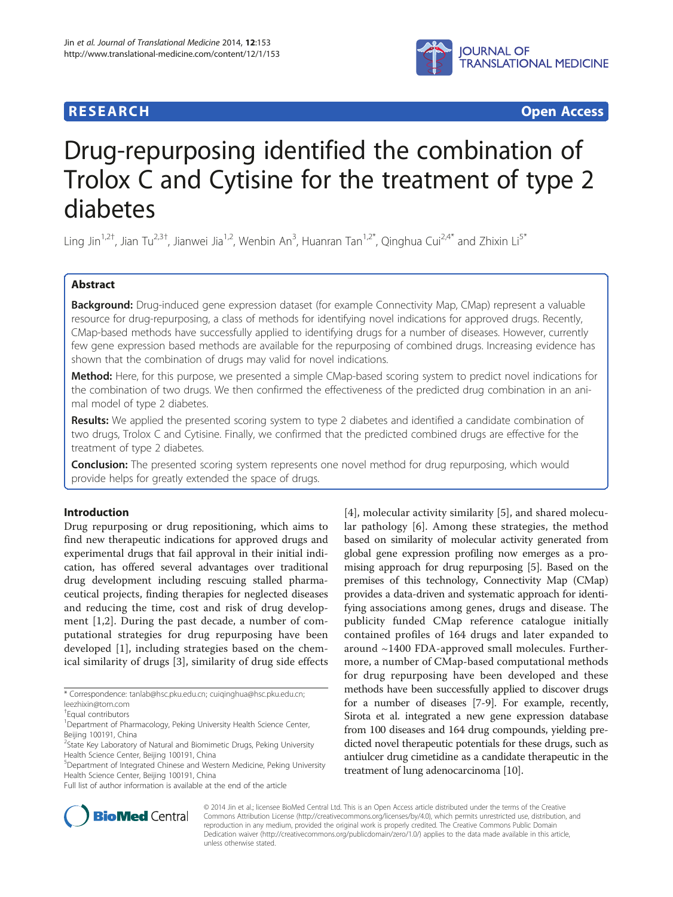**RESEARCH** **Open Access**

# Drug-repurposing identified the combination of Trolox C and Cytisine for the treatment of type 2 diabetes

Ling Jin[1,2†], Jian Tu[2,3†], Jianwei Jia[1,2], Wenbin An[3], Huanran Tan[1,2*], Qinghua Cui[2,4*] and Zhixin Li[5*]

## Abstract

**Background:** Drug-induced gene expression dataset (for example Connectivity Map, CMap) represent a valuable resource for drug-repurposing, a class of methods for identifying novel indications for approved drugs. Recently, CMap-based methods have successfully applied to identifying drugs for a number of diseases. However, currently few gene expression based methods are available for the repurposing of combined drugs. Increasing evidence has shown that the combination of drugs may valid for novel indications.

**Method:** Here, for this purpose, we presented a simple CMap-based scoring system to predict novel indications for the combination of two drugs. We then confirmed the effectiveness of the predicted drug combination in an animal model of type 2 diabetes.

**Results:** We applied the presented scoring system to type 2 diabetes and identified a candidate combination of two drugs, Trolox C and Cytisine. Finally, we confirmed that the predicted combined drugs are effective for the treatment of type 2 diabetes.

**Conclusion:** The presented scoring system represents one novel method for drug repurposing, which would provide helps for greatly extended the space of drugs.

## Introduction

Drug repurposing or drug repositioning, which aims to find new therapeutic indications for approved drugs and experimental drugs that fail approval in their initial indication, has offered several advantages over traditional drug development including rescuing stalled pharmaceutical projects, finding therapies for neglected diseases and reducing the time, cost and risk of drug development [1,2]. During the past decade, a number of computational strategies for drug repurposing have been developed [1], including strategies based on the chemical similarity of drugs [3], similarity of drug side effects [4], molecular activity similarity [5], and shared molecular pathology [6]. Among these strategies, the method based on similarity of molecular activity generated from global gene expression profiling now emerges as a promising approach for drug repurposing [5]. Based on the premises of this technology, Connectivity Map (CMap) provides a data-driven and systematic approach for identifying associations among genes, drugs and disease. The publicity funded CMap reference catalogue initially contained profiles of 164 drugs and later expanded to around ~1400 FDA-approved small molecules. Furthermore, a number of CMap-based computational methods for drug repurposing have been developed and these methods have been successfully applied to discover drugs for a number of diseases [7-9]. For example, recently, Sirota et al. integrated a new gene expression database from 100 diseases and 164 drug compounds, yielding predicted novel therapeutic potentials for these drugs, such as antiulcer drug cimetidine as a candidate therapeutic in the treatment of lung adenocarcinoma [10].

\* Correspondence: tanlab@hsc.pku.edu.cn; cuiqinghua@hsc.pku.edu.cn; leezhixin@tom.com
†Equal contributors
[1]Department of Pharmacology, Peking University Health Science Center, Beijing 100191, China
[2]State Key Laboratory of Natural and Biomimetic Drugs, Peking University Health Science Center, Beijing 100191, China
[5]Department of Integrated Chinese and Western Medicine, Peking University Health Science Center, Beijing 100191, China
Full list of author information is available at the end of the article

© 2014 Jin et al.; licensee BioMed Central Ltd. This is an Open Access article distributed under the terms of the Creative Commons Attribution License (http://creativecommons.org/licenses/by/4.0), which permits unrestricted use, distribution, and reproduction in any medium, provided the original work is properly credited. The Creative Commons Public Domain Dedication waiver (http://creativecommons.org/publicdomain/zero/1.0/) applies to the data made available in this article, unless otherwise stated.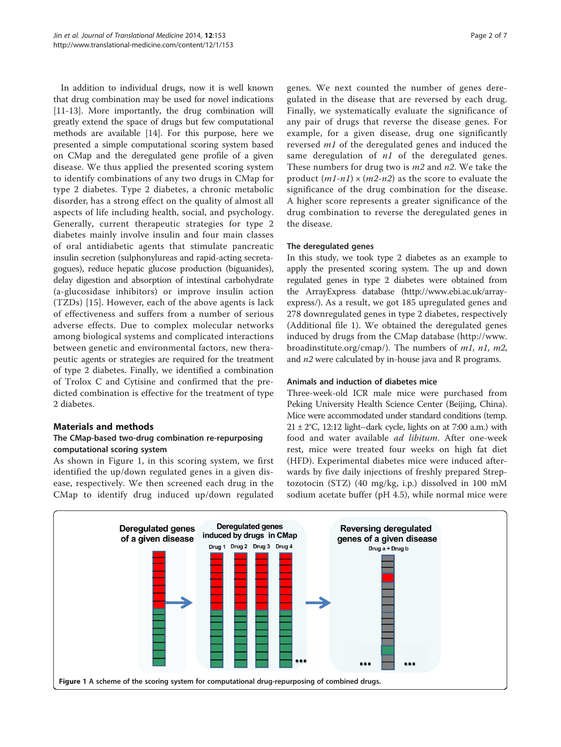In addition to individual drugs, now it is well known that drug combination may be used for novel indications [11-13]. More importantly, the drug combination will greatly extend the space of drugs but few computational methods are available [14]. For this purpose, here we presented a simple computational scoring system based on CMap and the deregulated gene profile of a given disease. We thus applied the presented scoring system to identify combinations of any two drugs in CMap for type 2 diabetes. Type 2 diabetes, a chronic metabolic disorder, has a strong effect on the quality of almost all aspects of life including health, social, and psychology. Generally, current therapeutic strategies for type 2 diabetes mainly involve insulin and four main classes of oral antidiabetic agents that stimulate pancreatic insulin secretion (sulphonylureas and rapid-acting secretagogues), reduce hepatic glucose production (biguanides), delay digestion and absorption of intestinal carbohydrate (a-glucosidase inhibitors) or improve insulin action (TZDs) [15]. However, each of the above agents is lack of effectiveness and suffers from a number of serious adverse effects. Due to complex molecular networks among biological systems and complicated interactions between genetic and environmental factors, new therapeutic agents or strategies are required for the treatment of type 2 diabetes. Finally, we identified a combination of Trolox C and Cytisine and confirmed that the predicted combination is effective for the treatment of type 2 diabetes.

## Materials and methods

### The CMap-based two-drug combination re-repurposing computational scoring system

As shown in Figure 1, in this scoring system, we first identified the up/down regulated genes in a given disease, respectively. We then screened each drug in the CMap to identify drug induced up/down regulated genes. We next counted the number of genes deregulated in the disease that are reversed by each drug. Finally, we systematically evaluate the significance of any pair of drugs that reverse the disease genes. For example, for a given disease, drug one significantly reversed $m1$ of the deregulated genes and induced the same deregulation of $n1$ of the deregulated genes. These numbers for drug two is $m2$ and $n2$. We take the product $(m1\text{-}n1) \times (m2\text{-}n2)$ as the score to evaluate the significance of the drug combination for the disease. A higher score represents a greater significance of the drug combination to reverse the deregulated genes in the disease.

### The deregulated genes

In this study, we took type 2 diabetes as an example to apply the presented scoring system. The up and down regulated genes in type 2 diabetes were obtained from the ArrayExpress database (http://www.ebi.ac.uk/arrayexpress/). As a result, we got 185 upregulated genes and 278 downregulated genes in type 2 diabetes, respectively (Additional file 1). We obtained the deregulated genes induced by drugs from the CMap database (http://www.broadinstitute.org/cmap/). The numbers of $m1$, $n1$, $m2$, and $n2$ were calculated by in-house java and R programs.

### Animals and induction of diabetes mice

Three-week-old ICR male mice were purchased from Peking University Health Science Center (Beijing, China). Mice were accommodated under standard conditions (temp. 21 ± 2°C, 12:12 light–dark cycle, lights on at 7:00 a.m.) with food and water available *ad libitum*. After one-week rest, mice were treated four weeks on high fat diet (HFD). Experimental diabetes mice were induced afterwards by five daily injections of freshly prepared Streptozotocin (STZ) (40 mg/kg, i.p.) dissolved in 100 mM sodium acetate buffer (pH 4.5), while normal mice were

**Figure 1** A scheme of the scoring system for computational drug-repurposing of combined drugs.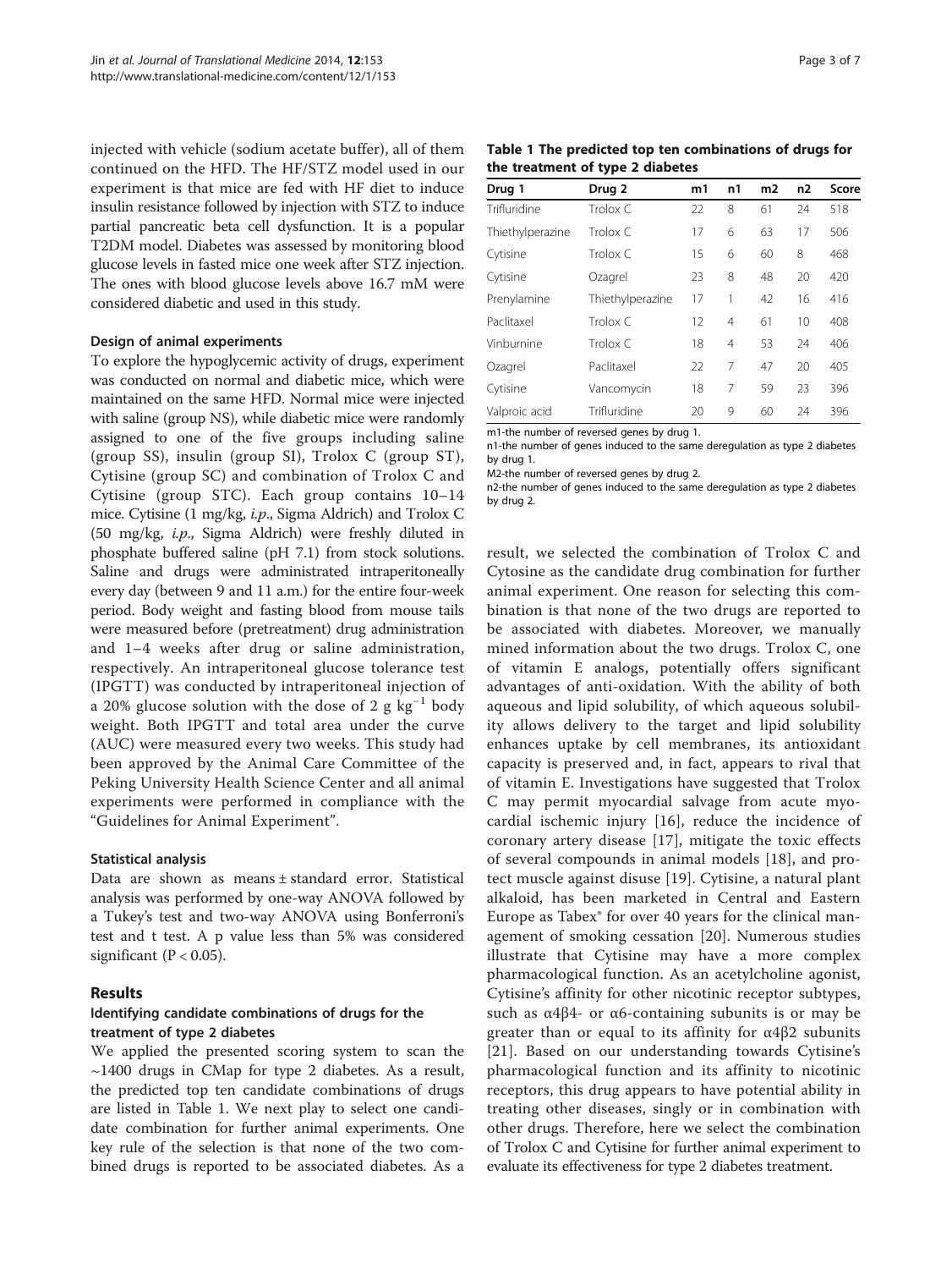injected with vehicle (sodium acetate buffer), all of them continued on the HFD. The HF/STZ model used in our experiment is that mice are fed with HF diet to induce insulin resistance followed by injection with STZ to induce partial pancreatic beta cell dysfunction. It is a popular T2DM model. Diabetes was assessed by monitoring blood glucose levels in fasted mice one week after STZ injection. The ones with blood glucose levels above 16.7 mM were considered diabetic and used in this study.

#### Design of animal experiments

To explore the hypoglycemic activity of drugs, experiment was conducted on normal and diabetic mice, which were maintained on the same HFD. Normal mice were injected with saline (group NS), while diabetic mice were randomly assigned to one of the five groups including saline (group SS), insulin (group SI), Trolox C (group ST), Cytisine (group SC) and combination of Trolox C and Cytisine (group STC). Each group contains 10–14 mice. Cytisine (1 mg/kg, *i.p.*, Sigma Aldrich) and Trolox C (50 mg/kg, *i.p.*, Sigma Aldrich) were freshly diluted in phosphate buffered saline (pH 7.1) from stock solutions. Saline and drugs were administrated intraperitoneally every day (between 9 and 11 a.m.) for the entire four-week period. Body weight and fasting blood from mouse tails were measured before (pretreatment) drug administration and 1–4 weeks after drug or saline administration, respectively. An intraperitoneal glucose tolerance test (IPGTT) was conducted by intraperitoneal injection of a 20% glucose solution with the dose of 2 g $kg^{-1}$ body weight. Both IPGTT and total area under the curve (AUC) were measured every two weeks. This study had been approved by the Animal Care Committee of the Peking University Health Science Center and all animal experiments were performed in compliance with the "Guidelines for Animal Experiment".

#### Statistical analysis

Data are shown as means ± standard error. Statistical analysis was performed by one-way ANOVA followed by a Tukey's test and two-way ANOVA using Bonferroni's test and t test. A p value less than 5% was considered significant ($P < 0.05$).

## Results

### Identifying candidate combinations of drugs for the treatment of type 2 diabetes

We applied the presented scoring system to scan the ~1400 drugs in CMap for type 2 diabetes. As a result, the predicted top ten candidate combinations of drugs are listed in Table 1. We next play to select one candidate combination for further animal experiments. One key rule of the selection is that none of the two combined drugs is reported to be associated diabetes. As a result, we selected the combination of Trolox C and Cytosine as the candidate drug combination for further animal experiment. One reason for selecting this combination is that none of the two drugs are reported to be associated with diabetes. Moreover, we manually mined information about the two drugs. Trolox C, one of vitamin E analogs, potentially offers significant advantages of anti-oxidation. With the ability of both aqueous and lipid solubility, of which aqueous solubility allows delivery to the target and lipid solubility enhances uptake by cell membranes, its antioxidant capacity is preserved and, in fact, appears to rival that of vitamin E. Investigations have suggested that Trolox C may permit myocardial salvage from acute myocardial ischemic injury [16], reduce the incidence of coronary artery disease [17], mitigate the toxic effects of several compounds in animal models [18], and protect muscle against disuse [19]. Cytisine, a natural plant alkaloid, has been marketed in Central and Eastern Europe as Tabex® for over 40 years for the clinical management of smoking cessation [20]. Numerous studies illustrate that Cytisine may have a more complex pharmacological function. As an acetylcholine agonist, Cytisine's affinity for other nicotinic receptor subtypes, such as α4β4- or α6-containing subunits is or may be greater than or equal to its affinity for α4β2 subunits [21]. Based on our understanding towards Cytisine's pharmacological function and its affinity to nicotinic receptors, this drug appears to have potential ability in treating other diseases, singly or in combination with other drugs. Therefore, here we select the combination of Trolox C and Cytisine for further animal experiment to evaluate its effectiveness for type 2 diabetes treatment.

**Table 1 The predicted top ten combinations of drugs for the treatment of type 2 diabetes**

| Drug 1 | Drug 2 | m1 | n1 | m2 | n2 | Score |
|---|---|---|---|---|---|---|
| Trifluridine | Trolox C | 22 | 8 | 61 | 24 | 518 |
| Thiethylperazine | Trolox C | 17 | 6 | 63 | 17 | 506 |
| Cytisine | Trolox C | 15 | 6 | 60 | 8 | 468 |
| Cytisine | Ozagrel | 23 | 8 | 48 | 20 | 420 |
| Prenylamine | Thiethylperazine | 17 | 1 | 42 | 16 | 416 |
| Paclitaxel | Trolox C | 12 | 4 | 61 | 10 | 408 |
| Vinburnine | Trolox C | 18 | 4 | 53 | 24 | 406 |
| Ozagrel | Paclitaxel | 22 | 7 | 47 | 20 | 405 |
| Cytisine | Vancomycin | 18 | 7 | 59 | 23 | 396 |
| Valproic acid | Trifluridine | 20 | 9 | 60 | 24 | 396 |

m1-the number of reversed genes by drug 1.
n1-the number of genes induced to the same deregulation as type 2 diabetes by drug 1.
M2-the number of reversed genes by drug 2.
n2-the number of genes induced to the same deregulation as type 2 diabetes by drug 2.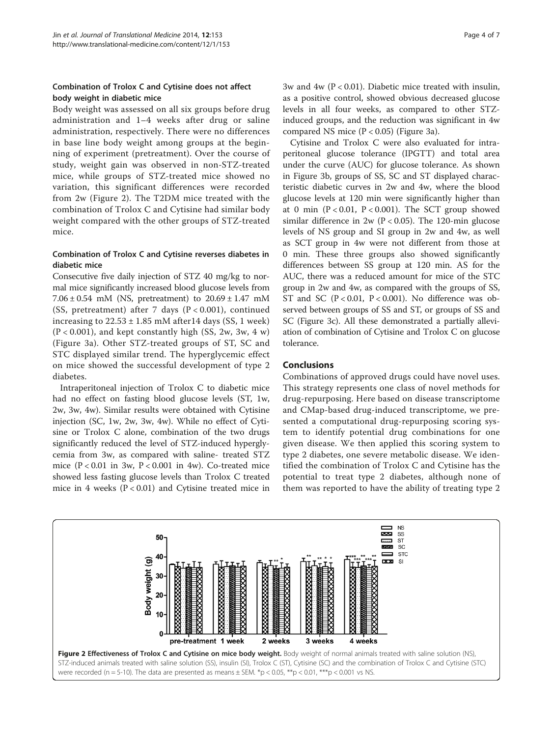### Combination of Trolox C and Cytisine does not affect body weight in diabetic mice

Body weight was assessed on all six groups before drug administration and 1–4 weeks after drug or saline administration, respectively. There were no differences in base line body weight among groups at the beginning of experiment (pretreatment). Over the course of study, weight gain was observed in non-STZ-treated mice, while groups of STZ-treated mice showed no variation, this significant differences were recorded from 2w (Figure 2). The T2DM mice treated with the combination of Trolox C and Cytisine had similar body weight compared with the other groups of STZ-treated mice.

### Combination of Trolox C and Cytisine reverses diabetes in diabetic mice

Consecutive five daily injection of STZ 40 mg/kg to normal mice significantly increased blood glucose levels from 7.06 ± 0.54 mM (NS, pretreatment) to 20.69 ± 1.47 mM (SS, pretreatment) after 7 days ($P < 0.001$), continued increasing to 22.53 ± 1.85 mM after14 days (SS, 1 week) ($P < 0.001$), and kept constantly high (SS, 2w, 3w, 4 w) (Figure 3a). Other STZ-treated groups of ST, SC and STC displayed similar trend. The hyperglycemic effect on mice showed the successful development of type 2 diabetes.

Intraperitoneal injection of Trolox C to diabetic mice had no effect on fasting blood glucose levels (ST, 1w, 2w, 3w, 4w). Similar results were obtained with Cytisine injection (SC, 1w, 2w, 3w, 4w). While no effect of Cytisine or Trolox C alone, combination of the two drugs significantly reduced the level of STZ-induced hyperglycemia from 3w, as compared with saline- treated STZ mice ($P < 0.01$ in 3w, $P < 0.001$ in 4w). Co-treated mice showed less fasting glucose levels than Trolox C treated mice in 4 weeks ($P < 0.01$) and Cytisine treated mice in 3w and 4w ($P < 0.01$). Diabetic mice treated with insulin, as a positive control, showed obvious decreased glucose levels in all four weeks, as compared to other STZ-induced groups, and the reduction was significant in 4w compared NS mice ($P < 0.05$) (Figure 3a).

Cytisine and Trolox C were also evaluated for intraperitoneal glucose tolerance (IPGTT) and total area under the curve (AUC) for glucose tolerance. As shown in Figure 3b, groups of SS, SC and ST displayed characteristic diabetic curves in 2w and 4w, where the blood glucose levels at 120 min were significantly higher than at 0 min ($P < 0.01$, $P < 0.001$). The SCT group showed similar difference in 2w ($P < 0.05$). The 120-min glucose levels of NS group and SI group in 2w and 4w, as well as SCT group in 4w were not different from those at 0 min. These three groups also showed significantly differences between SS group at 120 min. AS for the AUC, there was a reduced amount for mice of the STC group in 2w and 4w, as compared with the groups of SS, ST and SC ($P < 0.01$, $P < 0.001$). No difference was observed between groups of SS and ST, or groups of SS and SC (Figure 3c). All these demonstrated a partially alleviation of combination of Cytisine and Trolox C on glucose tolerance.

## Conclusions

Combinations of approved drugs could have novel uses. This strategy represents one class of novel methods for drug-repurposing. Here based on disease transcriptome and CMap-based drug-induced transcriptome, we presented a computational drug-repurposing scoring system to identify potential drug combinations for one given disease. We then applied this scoring system to type 2 diabetes, one severe metabolic disease. We identified the combination of Trolox C and Cytisine has the potential to treat type 2 diabetes, although none of them was reported to have the ability of treating type 2

**Figure 2 Effectiveness of Trolox C and Cytisine on mice body weight.** Body weight of normal animals treated with saline solution (NS), STZ-induced animals treated with saline solution (SS), insulin (SI), Trolox C (ST), Cytisine (SC) and the combination of Trolox C and Cytisine (STC) were recorded (n = 5-10). The data are presented as means ± SEM. \*p < 0.05, \*\*p < 0.01, \*\*\*p < 0.001 vs NS.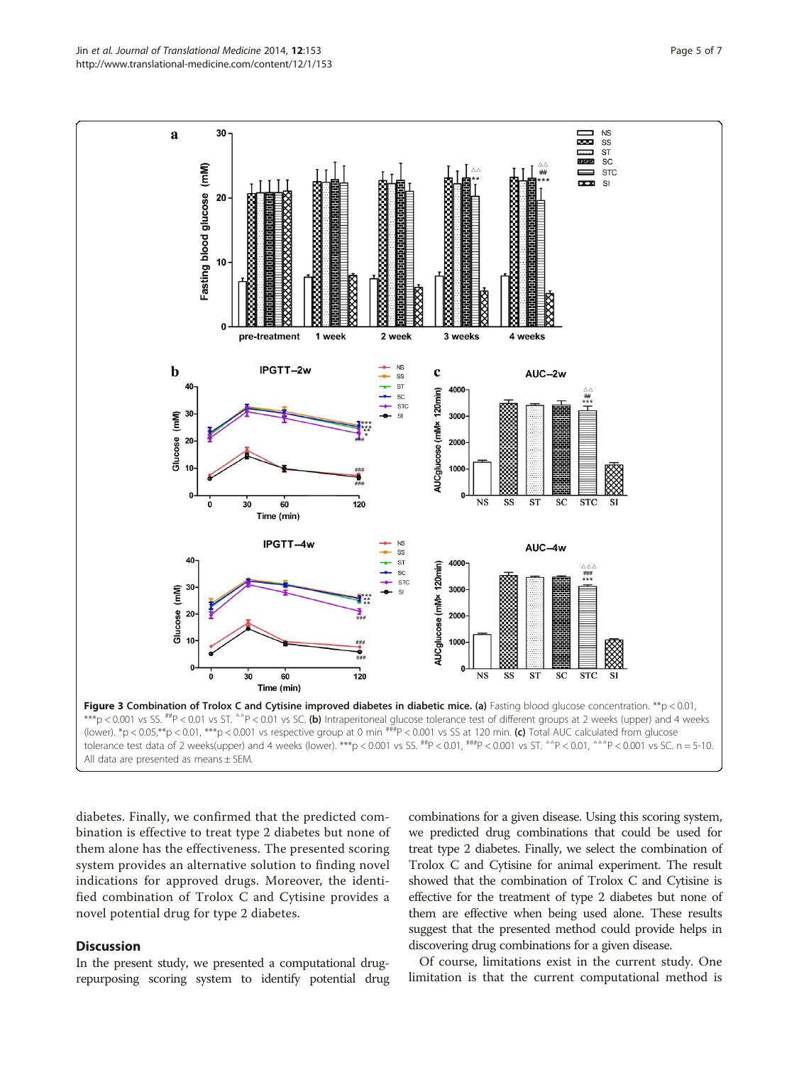**Figure 3 Combination of Trolox C and Cytisine improved diabetes in diabetic mice. (a)** Fasting blood glucose concentration. **p < 0.01, ***p < 0.001 vs SS. ##P < 0.01 vs ST. ^^P < 0.01 vs SC. **(b)** Intraperitoneal glucose tolerance test of different groups at 2 weeks (upper) and 4 weeks (lower). *p < 0.05,**p < 0.01, ***p < 0.001 vs respective group at 0 min ###P < 0.001 vs SS at 120 min. **(c)** Total AUC calculated from glucose tolerance test data of 2 weeks(upper) and 4 weeks (lower). ***p < 0.001 vs SS. ##P < 0.01, ###P < 0.001 vs ST. ^^P < 0.01, ^^^P < 0.001 vs SC. n = 5-10. All data are presented as means ± SEM.

diabetes. Finally, we confirmed that the predicted combination is effective to treat type 2 diabetes but none of them alone has the effectiveness. The presented scoring system provides an alternative solution to finding novel indications for approved drugs. Moreover, the identified combination of Trolox C and Cytisine provides a novel potential drug for type 2 diabetes.

## Discussion

In the present study, we presented a computational drug-repurposing scoring system to identify potential drug combinations for a given disease. Using this scoring system, we predicted drug combinations that could be used for treat type 2 diabetes. Finally, we select the combination of Trolox C and Cytisine for animal experiment. The result showed that the combination of Trolox C and Cytisine is effective for the treatment of type 2 diabetes but none of them are effective when being used alone. These results suggest that the presented method could provide helps in discovering drug combinations for a given disease.

Of course, limitations exist in the current study. One limitation is that the current computational method is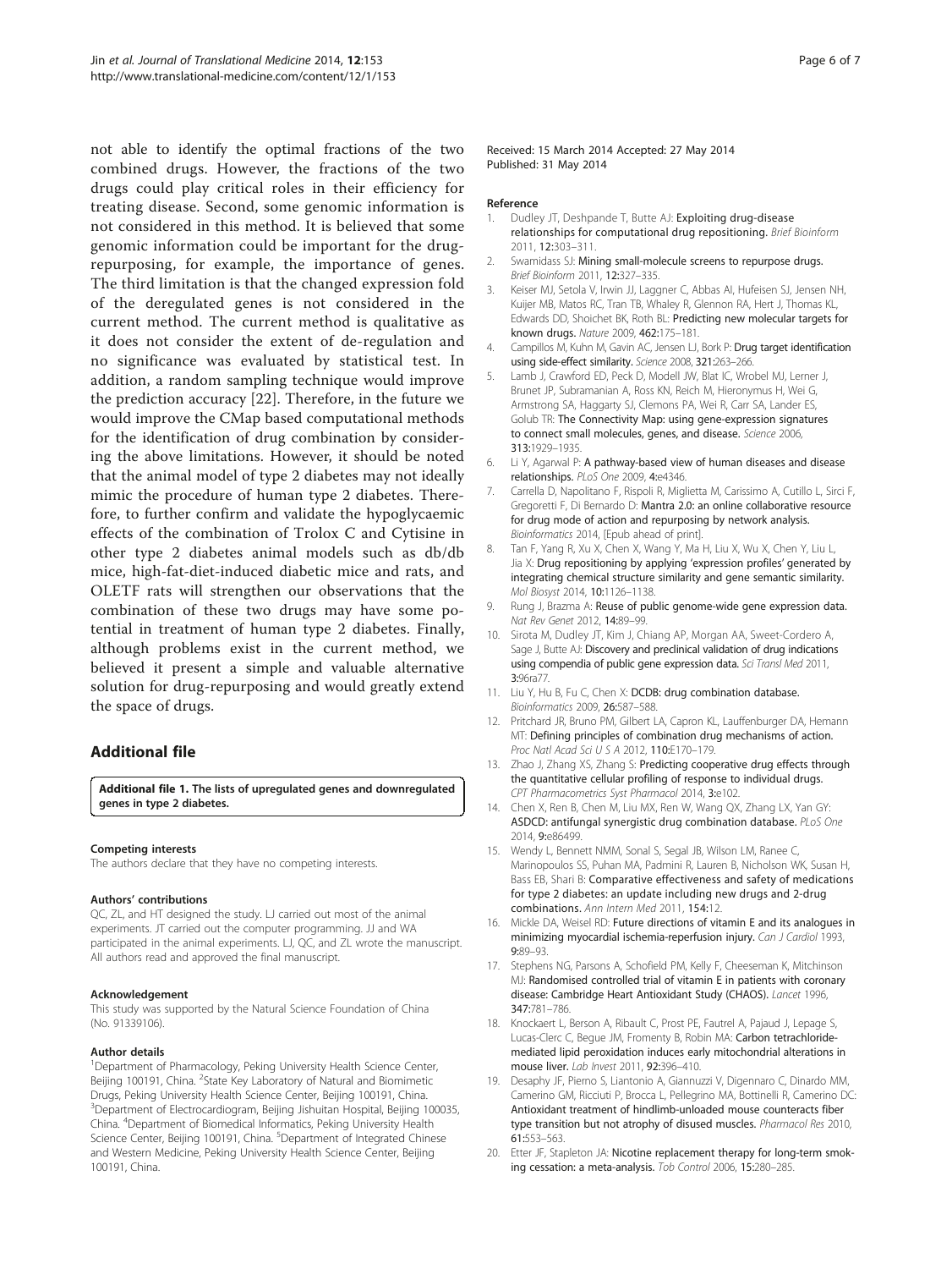not able to identify the optimal fractions of the two combined drugs. However, the fractions of the two drugs could play critical roles in their efficiency for treating disease. Second, some genomic information is not considered in this method. It is believed that some genomic information could be important for the drug-repurposing, for example, the importance of genes. The third limitation is that the changed expression fold of the deregulated genes is not considered in the current method. The current method is qualitative as it does not consider the extent of de-regulation and no significance was evaluated by statistical test. In addition, a random sampling technique would improve the prediction accuracy [22]. Therefore, in the future we would improve the CMap based computational methods for the identification of drug combination by considering the above limitations. However, it should be noted that the animal model of type 2 diabetes may not ideally mimic the procedure of human type 2 diabetes. Therefore, to further confirm and validate the hypoglycaemic effects of the combination of Trolox C and Cytisine in other type 2 diabetes animal models such as db/db mice, high-fat-diet-induced diabetic mice and rats, and OLETF rats will strengthen our observations that the combination of these two drugs may have some potential in treatment of human type 2 diabetes. Finally, although problems exist in the current method, we believed it present a simple and valuable alternative solution for drug-repurposing and would greatly extend the space of drugs.

## Additional file

**Additional file 1. The lists of upregulated genes and downregulated genes in type 2 diabetes.**

#### Competing interests

The authors declare that they have no competing interests.

#### Authors' contributions

QC, ZL, and HT designed the study. LJ carried out most of the animal experiments. JT carried out the computer programming. JJ and WA participated in the animal experiments. LJ, QC, and ZL wrote the manuscript. All authors read and approved the final manuscript.

#### Acknowledgement

This study was supported by the Natural Science Foundation of China (No. 91339106).

#### Author details

[1]Department of Pharmacology, Peking University Health Science Center, Beijing 100191, China. [2]State Key Laboratory of Natural and Biomimetic Drugs, Peking University Health Science Center, Beijing 100191, China. [3]Department of Electrocardiogram, Beijing Jishuitan Hospital, Beijing 100035, China. [4]Department of Biomedical Informatics, Peking University Health Science Center, Beijing 100191, China. [5]Department of Integrated Chinese and Western Medicine, Peking University Health Science Center, Beijing 100191, China.

Received: 15 March 2014 Accepted: 27 May 2014
Published: 31 May 2014

#### Reference

1. Dudley JT, Deshpande T, Butte AJ: **Exploiting drug-disease relationships for computational drug repositioning.** *Brief Bioinform* 2011, **12:**303–311.
2. Swamidass SJ: **Mining small-molecule screens to repurpose drugs.** *Brief Bioinform* 2011, **12:**327–335.
3. Keiser MJ, Setola V, Irwin JJ, Laggner C, Abbas AI, Hufeisen SJ, Jensen NH, Kuijer MB, Matos RC, Tran TB, Whaley R, Glennon RA, Hert J, Thomas KL, Edwards DD, Shoichet BK, Roth BL: **Predicting new molecular targets for known drugs.** *Nature* 2009, **462:**175–181.
4. Campillos M, Kuhn M, Gavin AC, Jensen LJ, Bork P: **Drug target identification using side-effect similarity.** *Science* 2008, **321:**263–266.
5. Lamb J, Crawford ED, Peck D, Modell JW, Blat IC, Wrobel MJ, Lerner J, Brunet JP, Subramanian A, Ross KN, Reich M, Hieronymus H, Wei G, Armstrong SA, Haggarty SJ, Clemons PA, Wei R, Carr SA, Lander ES, Golub TR: **The Connectivity Map: using gene-expression signatures to connect small molecules, genes, and disease.** *Science* 2006, **313:**1929–1935.
6. Li Y, Agarwal P: **A pathway-based view of human diseases and disease relationships.** *PLoS One* 2009, **4:**e4346.
7. Carrella D, Napolitano F, Rispoli R, Miglietta M, Carissimo A, Cutillo L, Sirci F, Gregoretti F, Di Bernardo D: **Mantra 2.0: an online collaborative resource for drug mode of action and repurposing by network analysis.** *Bioinformatics* 2014, [Epub ahead of print].
8. Tan F, Yang R, Xu X, Chen X, Wang Y, Ma H, Liu X, Wu X, Chen Y, Liu L, Jia X: **Drug repositioning by applying 'expression profiles' generated by integrating chemical structure similarity and gene semantic similarity.** *Mol Biosyst* 2014, **10:**1126–1138.
9. Rung J, Brazma A: **Reuse of public genome-wide gene expression data.** *Nat Rev Genet* 2012, **14:**89–99.
10. Sirota M, Dudley JT, Kim J, Chiang AP, Morgan AA, Sweet-Cordero A, Sage J, Butte AJ: **Discovery and preclinical validation of drug indications using compendia of public gene expression data.** *Sci Transl Med* 2011, **3:**96ra77.
11. Liu Y, Hu B, Fu C, Chen X: **DCDB: drug combination database.** *Bioinformatics* 2009, **26:**587–588.
12. Pritchard JR, Bruno PM, Gilbert LA, Capron KL, Lauffenburger DA, Hemann MT: **Defining principles of combination drug mechanisms of action.** *Proc Natl Acad Sci U S A* 2012, **110:**E170–179.
13. Zhao J, Zhang XS, Zhang S: **Predicting cooperative drug effects through the quantitative cellular profiling of response to individual drugs.** *CPT Pharmacometrics Syst Pharmacol* 2014, **3:**e102.
14. Chen X, Ren B, Chen M, Liu MX, Ren W, Wang QX, Zhang LX, Yan GY: **ASDCD: antifungal synergistic drug combination database.** *PLoS One* 2014, **9:**e86499.
15. Wendy L, Bennett NMM, Sonal S, Segal JB, Wilson LM, Ranee C, Marinopoulos SS, Puhan MA, Padmini R, Lauren B, Nicholson WK, Susan H, Bass EB, Shari B: **Comparative effectiveness and safety of medications for type 2 diabetes: an update including new drugs and 2-drug combinations.** *Ann Intern Med* 2011, **154:**12.
16. Mickle DA, Weisel RD: **Future directions of vitamin E and its analogues in minimizing myocardial ischemia-reperfusion injury.** *Can J Cardiol* 1993, **9:**89–93.
17. Stephens NG, Parsons A, Schofield PM, Kelly F, Cheeseman K, Mitchinson MJ: **Randomised controlled trial of vitamin E in patients with coronary disease: Cambridge Heart Antioxidant Study (CHAOS).** *Lancet* 1996, **347:**781–786.
18. Knockaert L, Berson A, Ribault C, Prost PE, Fautrel A, Pajaud J, Lepage S, Lucas-Clerc C, Begue JM, Fromenty B, Robin MA: **Carbon tetrachloride-mediated lipid peroxidation induces early mitochondrial alterations in mouse liver.** *Lab Invest* 2011, **92:**396–410.
19. Desaphy JF, Pierno S, Liantonio A, Giannuzzi V, Digennaro C, Dinardo MM, Camerino GM, Ricciuti P, Brocca L, Pellegrino MA, Bottinelli R, Camerino DC: **Antioxidant treatment of hindlimb-unloaded mouse counteracts fiber type transition but not atrophy of disused muscles.** *Pharmacol Res* 2010, **61:**553–563.
20. Etter JF, Stapleton JA: **Nicotine replacement therapy for long-term smoking cessation: a meta-analysis.** *Tob Control* 2006, **15:**280–285.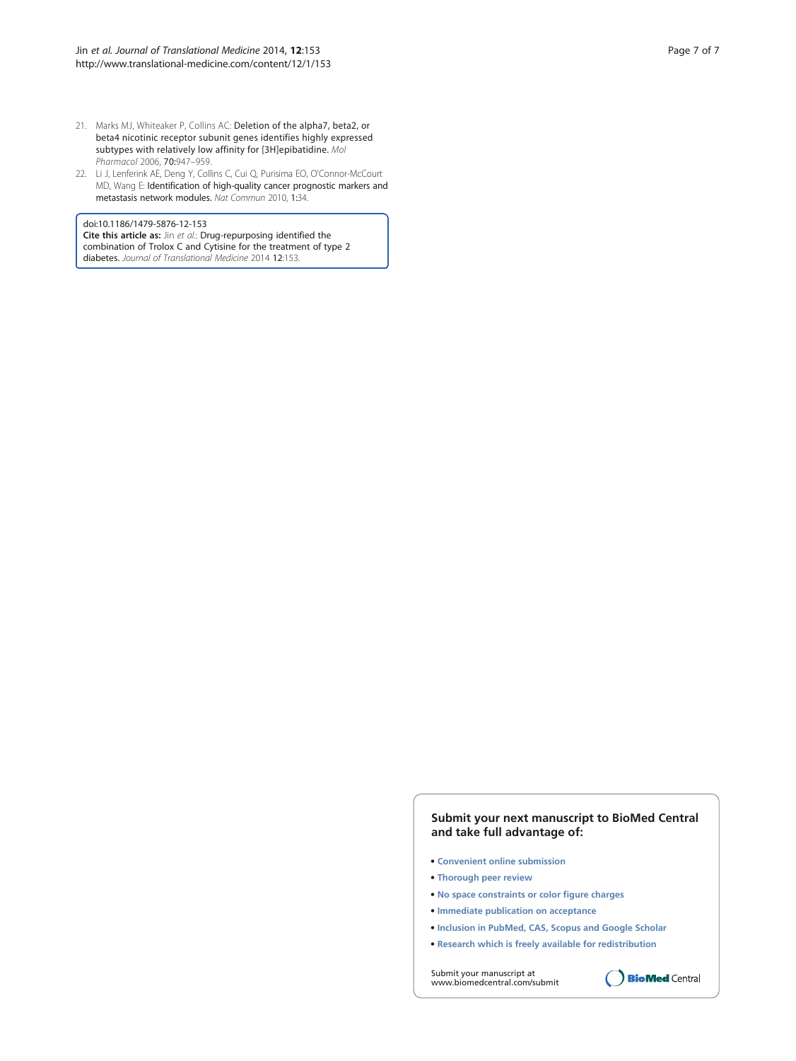21. Marks MJ, Whiteaker P, Collins AC: **Deletion of the alpha7, beta2, or beta4 nicotinic receptor subunit genes identifies highly expressed subtypes with relatively low affinity for [3H]epibatidine.** *Mol Pharmacol* 2006, **70:**947–959.
22. Li J, Lenferink AE, Deng Y, Collins C, Cui Q, Purisima EO, O'Connor-McCourt MD, Wang E: **Identification of high-quality cancer prognostic markers and metastasis network modules.** *Nat Commun* 2010, **1:**34.

doi:10.1186/1479-5876-12-153
**Cite this article as:** Jin *et al.*: Drug-repurposing identified the combination of Trolox C and Cytisine for the treatment of type 2 diabetes. *Journal of Translational Medicine* 2014 **12**:153.

**Submit your next manuscript to BioMed Central and take full advantage of:**

- **Convenient online submission**
- **Thorough peer review**
- **No space constraints or color figure charges**
- **Immediate publication on acceptance**
- **Inclusion in PubMed, CAS, Scopus and Google Scholar**
- **Research which is freely available for redistribution**

Submit your manuscript at
www.biomedcentral.com/submit

BioMed Central